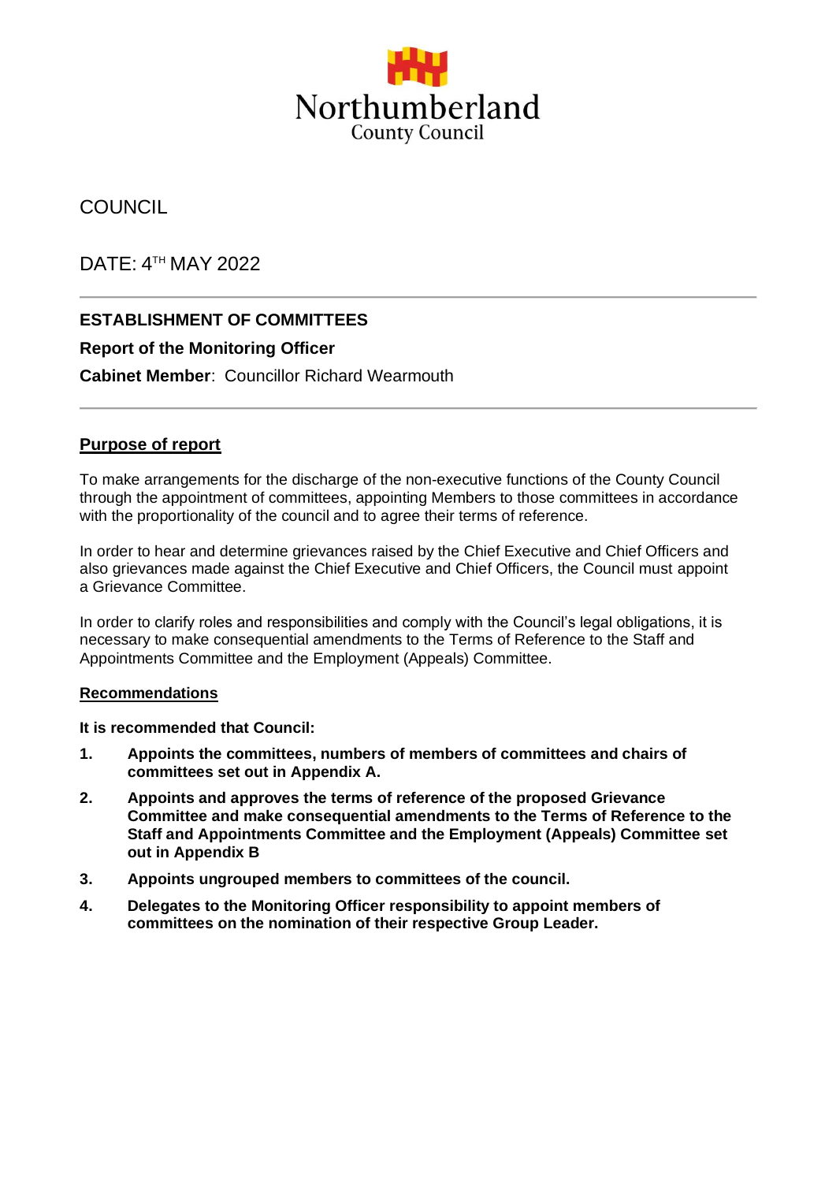Northumberland
County Council

COUNCIL

DATE: 4TH MAY 2022

---

## ESTABLISHMENT OF COMMITTEES

**Report of the Monitoring Officer**

**Cabinet Member**: Councillor Richard Wearmouth

---

### Purpose of report

To make arrangements for the discharge of the non-executive functions of the County Council through the appointment of committees, appointing Members to those committees in accordance with the proportionality of the council and to agree their terms of reference.

In order to hear and determine grievances raised by the Chief Executive and Chief Officers and also grievances made against the Chief Executive and Chief Officers, the Council must appoint a Grievance Committee.

In order to clarify roles and responsibilities and comply with the Council's legal obligations, it is necessary to make consequential amendments to the Terms of Reference to the Staff and Appointments Committee and the Employment (Appeals) Committee.

### Recommendations

**It is recommended that Council:**

1. **Appoints the committees, numbers of members of committees and chairs of committees set out in Appendix A.**
2. **Appoints and approves the terms of reference of the proposed Grievance Committee and make consequential amendments to the Terms of Reference to the Staff and Appointments Committee and the Employment (Appeals) Committee set out in Appendix B**
3. **Appoints ungrouped members to committees of the council.**
4. **Delegates to the Monitoring Officer responsibility to appoint members of committees on the nomination of their respective Group Leader.**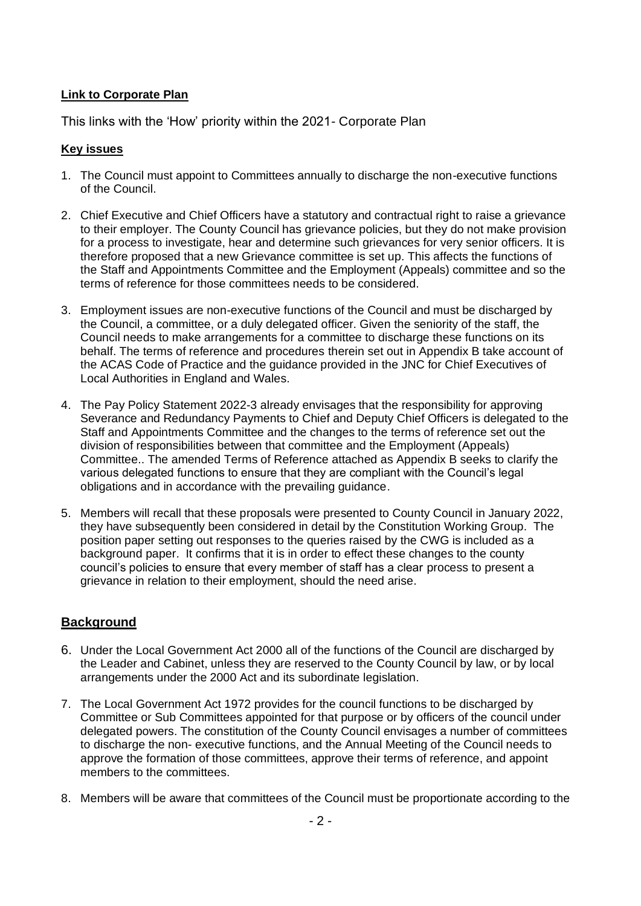**Link to Corporate Plan**

This links with the 'How' priority within the 2021- Corporate Plan

**Key issues**

1. The Council must appoint to Committees annually to discharge the non-executive functions of the Council.

2. Chief Executive and Chief Officers have a statutory and contractual right to raise a grievance to their employer. The County Council has grievance policies, but they do not make provision for a process to investigate, hear and determine such grievances for very senior officers. It is therefore proposed that a new Grievance committee is set up. This affects the functions of the Staff and Appointments Committee and the Employment (Appeals) committee and so the terms of reference for those committees needs to be considered.

3. Employment issues are non-executive functions of the Council and must be discharged by the Council, a committee, or a duly delegated officer. Given the seniority of the staff, the Council needs to make arrangements for a committee to discharge these functions on its behalf. The terms of reference and procedures therein set out in Appendix B take account of the ACAS Code of Practice and the guidance provided in the JNC for Chief Executives of Local Authorities in England and Wales.

4. The Pay Policy Statement 2022-3 already envisages that the responsibility for approving Severance and Redundancy Payments to Chief and Deputy Chief Officers is delegated to the Staff and Appointments Committee and the changes to the terms of reference set out the division of responsibilities between that committee and the Employment (Appeals) Committee.. The amended Terms of Reference attached as Appendix B seeks to clarify the various delegated functions to ensure that they are compliant with the Council's legal obligations and in accordance with the prevailing guidance.

5. Members will recall that these proposals were presented to County Council in January 2022, they have subsequently been considered in detail by the Constitution Working Group. The position paper setting out responses to the queries raised by the CWG is included as a background paper. It confirms that it is in order to effect these changes to the county council's policies to ensure that every member of staff has a clear process to present a grievance in relation to their employment, should the need arise.

## **Background**

6. Under the Local Government Act 2000 all of the functions of the Council are discharged by the Leader and Cabinet, unless they are reserved to the County Council by law, or by local arrangements under the 2000 Act and its subordinate legislation.

7. The Local Government Act 1972 provides for the council functions to be discharged by Committee or Sub Committees appointed for that purpose or by officers of the council under delegated powers. The constitution of the County Council envisages a number of committees to discharge the non- executive functions, and the Annual Meeting of the Council needs to approve the formation of those committees, approve their terms of reference, and appoint members to the committees.

8. Members will be aware that committees of the Council must be proportionate according to the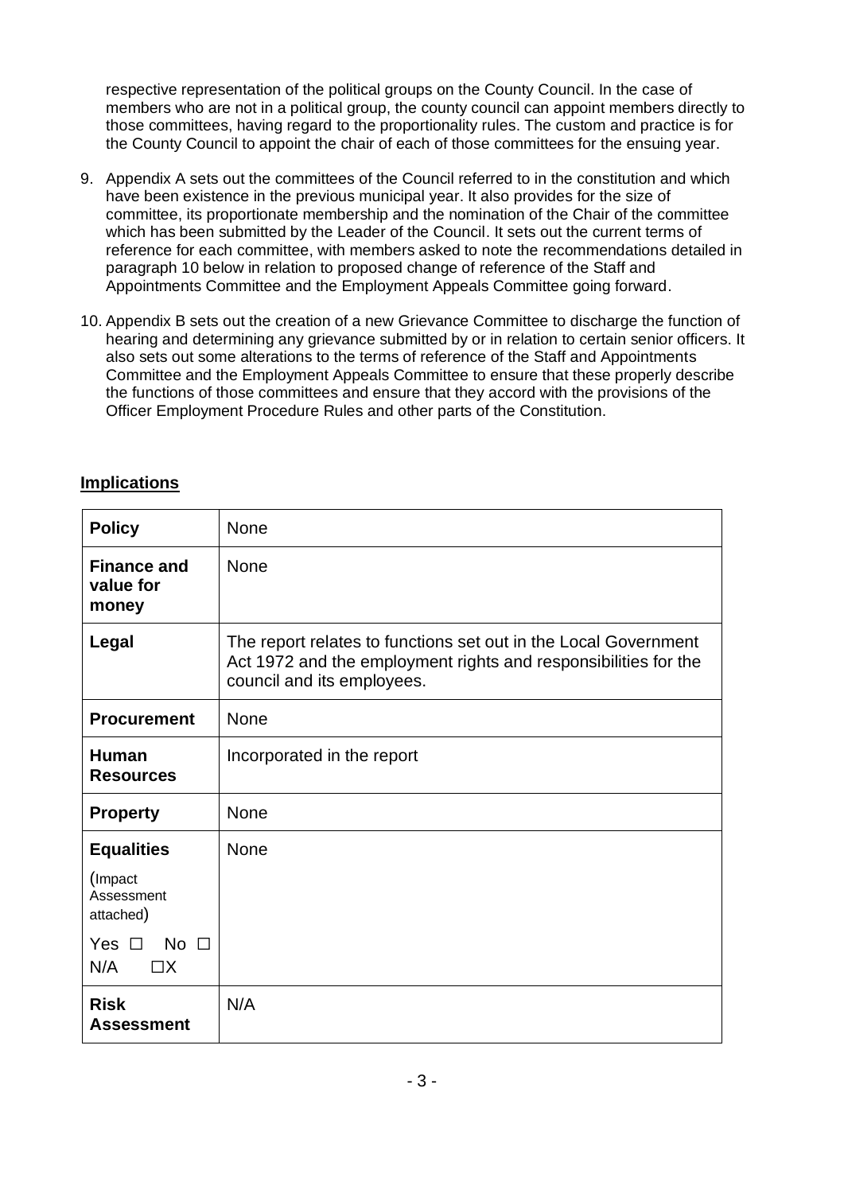respective representation of the political groups on the County Council. In the case of members who are not in a political group, the county council can appoint members directly to those committees, having regard to the proportionality rules. The custom and practice is for the County Council to appoint the chair of each of those committees for the ensuing year.

9. Appendix A sets out the committees of the Council referred to in the constitution and which have been existence in the previous municipal year. It also provides for the size of committee, its proportionate membership and the nomination of the Chair of the committee which has been submitted by the Leader of the Council. It sets out the current terms of reference for each committee, with members asked to note the recommendations detailed in paragraph 10 below in relation to proposed change of reference of the Staff and Appointments Committee and the Employment Appeals Committee going forward.

10. Appendix B sets out the creation of a new Grievance Committee to discharge the function of hearing and determining any grievance submitted by or in relation to certain senior officers. It also sets out some alterations to the terms of reference of the Staff and Appointments Committee and the Employment Appeals Committee to ensure that these properly describe the functions of those committees and ensure that they accord with the provisions of the Officer Employment Procedure Rules and other parts of the Constitution.

## Implications

| | |
|---|---|
| **Policy** | None |
| **Finance and value for money** | None |
| **Legal** | The report relates to functions set out in the Local Government Act 1972 and the employment rights and responsibilities for the council and its employees. |
| **Procurement** | None |
| **Human Resources** | Incorporated in the report |
| **Property** | None |
| **Equalities** (Impact Assessment attached) Yes ☐ No ☐ N/A ☐X | None |
| **Risk Assessment** | N/A |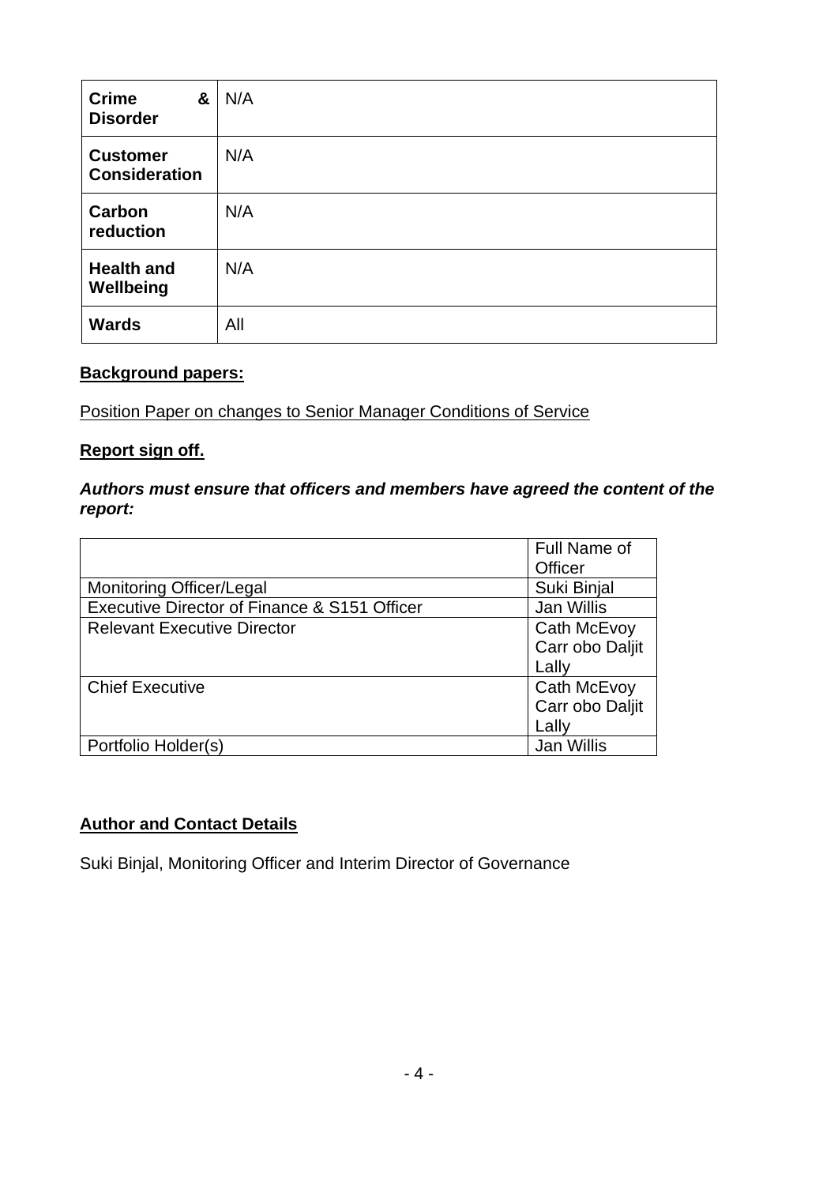| | |
|---|---|
| **Crime & Disorder** | N/A |
| **Customer Consideration** | N/A |
| **Carbon reduction** | N/A |
| **Health and Wellbeing** | N/A |
| **Wards** | All |

**Background papers:**

Position Paper on changes to Senior Manager Conditions of Service

**Report sign off.**

***Authors must ensure that officers and members have agreed the content of the report:***

| | Full Name of Officer |
|---|---|
| Monitoring Officer/Legal | Suki Binjal |
| Executive Director of Finance & S151 Officer | Jan Willis |
| Relevant Executive Director | Cath McEvoy Carr obo Daljit Lally |
| Chief Executive | Cath McEvoy Carr obo Daljit Lally |
| Portfolio Holder(s) | Jan Willis |

**Author and Contact Details**

Suki Binjal, Monitoring Officer and Interim Director of Governance